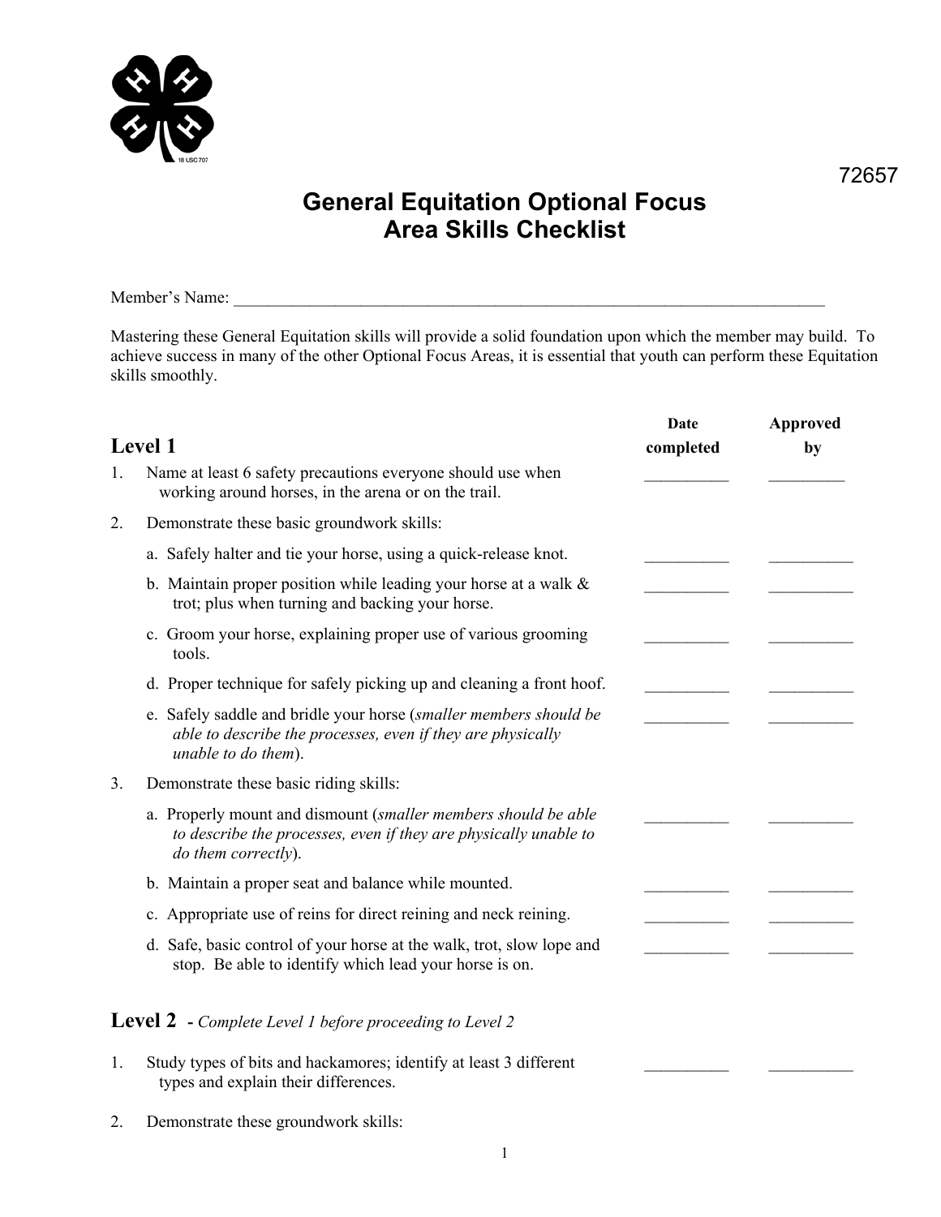72657

# General Equitation Optional Focus Area Skills Checklist

Member's Name: ___________________________________________________________________________

Mastering these General Equitation skills will provide a solid foundation upon which the member may build. To achieve success in many of the other Optional Focus Areas, it is essential that youth can perform these Equitation skills smoothly.

## Level 1

| | Date completed | Approved by |
|---|---|---|
| 1. Name at least 6 safety precautions everyone should use when working around horses, in the arena or on the trail. | __________ | _________ |
| 2. Demonstrate these basic groundwork skills: | | |
| a. Safely halter and tie your horse, using a quick-release knot. | __________ | __________ |
| b. Maintain proper position while leading your horse at a walk & trot; plus when turning and backing your horse. | __________ | __________ |
| c. Groom your horse, explaining proper use of various grooming tools. | __________ | __________ |
| d. Proper technique for safely picking up and cleaning a front hoof. | __________ | __________ |
| e. Safely saddle and bridle your horse (*smaller members should be able to describe the processes, even if they are physically unable to do them*). | __________ | __________ |
| 3. Demonstrate these basic riding skills: | | |
| a. Properly mount and dismount (*smaller members should be able to describe the processes, even if they are physically unable to do them correctly*). | __________ | __________ |
| b. Maintain a proper seat and balance while mounted. | __________ | __________ |
| c. Appropriate use of reins for direct reining and neck reining. | __________ | __________ |
| d. Safe, basic control of your horse at the walk, trot, slow lope and stop. Be able to identify which lead your horse is on. | __________ | __________ |

## Level 2 - *Complete Level 1 before proceeding to Level 2*

| | Date completed | Approved by |
|---|---|---|
| 1. Study types of bits and hackamores; identify at least 3 different types and explain their differences. | __________ | __________ |
| 2. Demonstrate these groundwork skills: | | |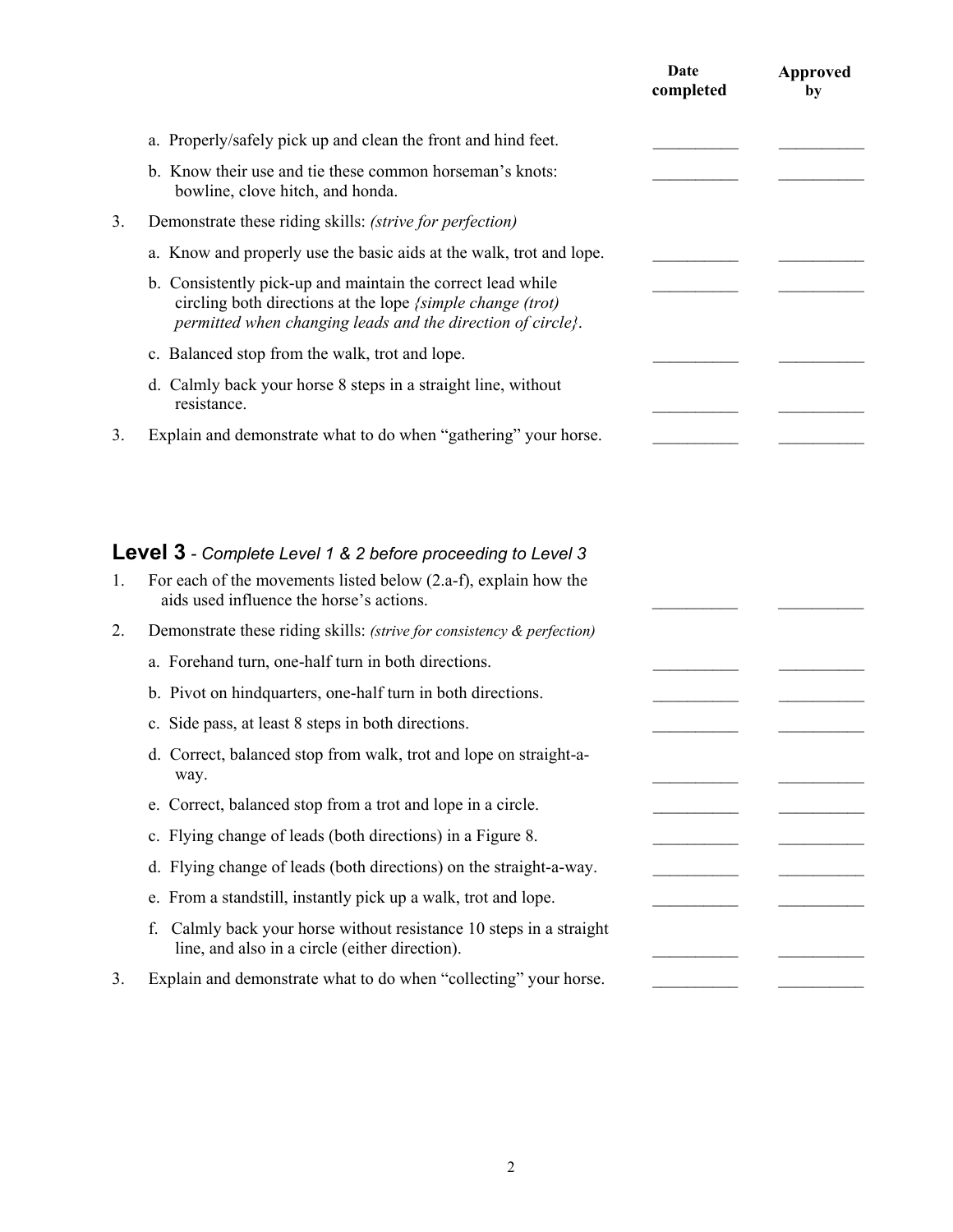| | Date completed | Approved by |
|---|---|---|
| a. Properly/safely pick up and clean the front and hind feet. | __________ | __________ |
| b. Know their use and tie these common horseman's knots: bowline, clove hitch, and honda. | __________ | __________ |
| 3. Demonstrate these riding skills: *(strive for perfection)* | | |
| a. Know and properly use the basic aids at the walk, trot and lope. | __________ | __________ |
| b. Consistently pick-up and maintain the correct lead while circling both directions at the lope *{simple change (trot) permitted when changing leads and the direction of circle}*. | __________ | __________ |
| c. Balanced stop from the walk, trot and lope. | __________ | __________ |
| d. Calmly back your horse 8 steps in a straight line, without resistance. | __________ | __________ |
| 3. Explain and demonstrate what to do when "gathering" your horse. | __________ | __________ |

## Level 3 - *Complete Level 1 & 2 before proceeding to Level 3*

| | Date completed | Approved by |
|---|---|---|
| 1. For each of the movements listed below (2.a-f), explain how the aids used influence the horse's actions. | __________ | __________ |
| 2. Demonstrate these riding skills: *(strive for consistency & perfection)* | | |
| a. Forehand turn, one-half turn in both directions. | __________ | __________ |
| b. Pivot on hindquarters, one-half turn in both directions. | __________ | __________ |
| c. Side pass, at least 8 steps in both directions. | __________ | __________ |
| d. Correct, balanced stop from walk, trot and lope on straight-a-way. | __________ | __________ |
| e. Correct, balanced stop from a trot and lope in a circle. | __________ | __________ |
| c. Flying change of leads (both directions) in a Figure 8. | __________ | __________ |
| d. Flying change of leads (both directions) on the straight-a-way. | __________ | __________ |
| e. From a standstill, instantly pick up a walk, trot and lope. | __________ | __________ |
| f. Calmly back your horse without resistance 10 steps in a straight line, and also in a circle (either direction). | __________ | __________ |
| 3. Explain and demonstrate what to do when "collecting" your horse. | __________ | __________ |